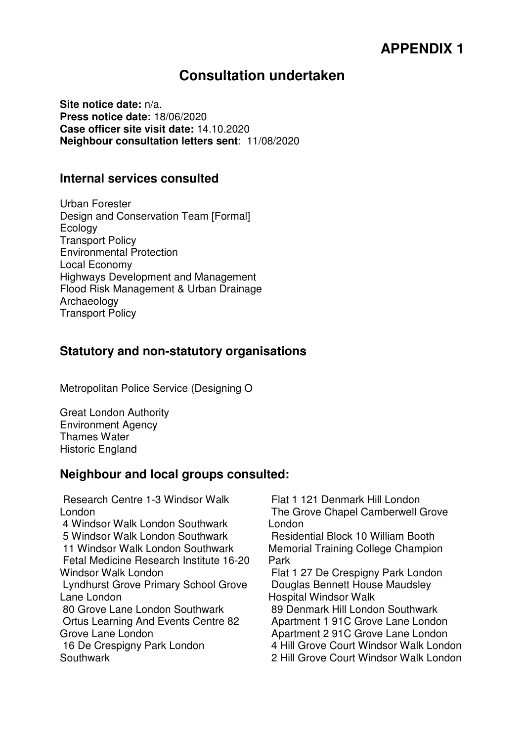# APPENDIX 1

## Consultation undertaken

**Site notice date:** n/a.
**Press notice date:** 18/06/2020
**Case officer site visit date:** 14.10.2020
**Neighbour consultation letters sent**: 11/08/2020

### Internal services consulted

Urban Forester
Design and Conservation Team [Formal]
Ecology
Transport Policy
Environmental Protection
Local Economy
Highways Development and Management
Flood Risk Management & Urban Drainage
Archaeology
Transport Policy

### Statutory and non-statutory organisations

Metropolitan Police Service (Designing O

Great London Authority
Environment Agency
Thames Water
Historic England

### Neighbour and local groups consulted:

Research Centre 1-3 Windsor Walk London
4 Windsor Walk London Southwark
5 Windsor Walk London Southwark
11 Windsor Walk London Southwark
Fetal Medicine Research Institute 16-20 Windsor Walk London
Lyndhurst Grove Primary School Grove Lane London
80 Grove Lane London Southwark
Ortus Learning And Events Centre 82 Grove Lane London
16 De Crespigny Park London Southwark
Flat 1 121 Denmark Hill London
The Grove Chapel Camberwell Grove London
Residential Block 10 William Booth Memorial Training College Champion Park
Flat 1 27 De Crespigny Park London
Douglas Bennett House Maudsley Hospital Windsor Walk
89 Denmark Hill London Southwark
Apartment 1 91C Grove Lane London
Apartment 2 91C Grove Lane London
4 Hill Grove Court Windsor Walk London
2 Hill Grove Court Windsor Walk London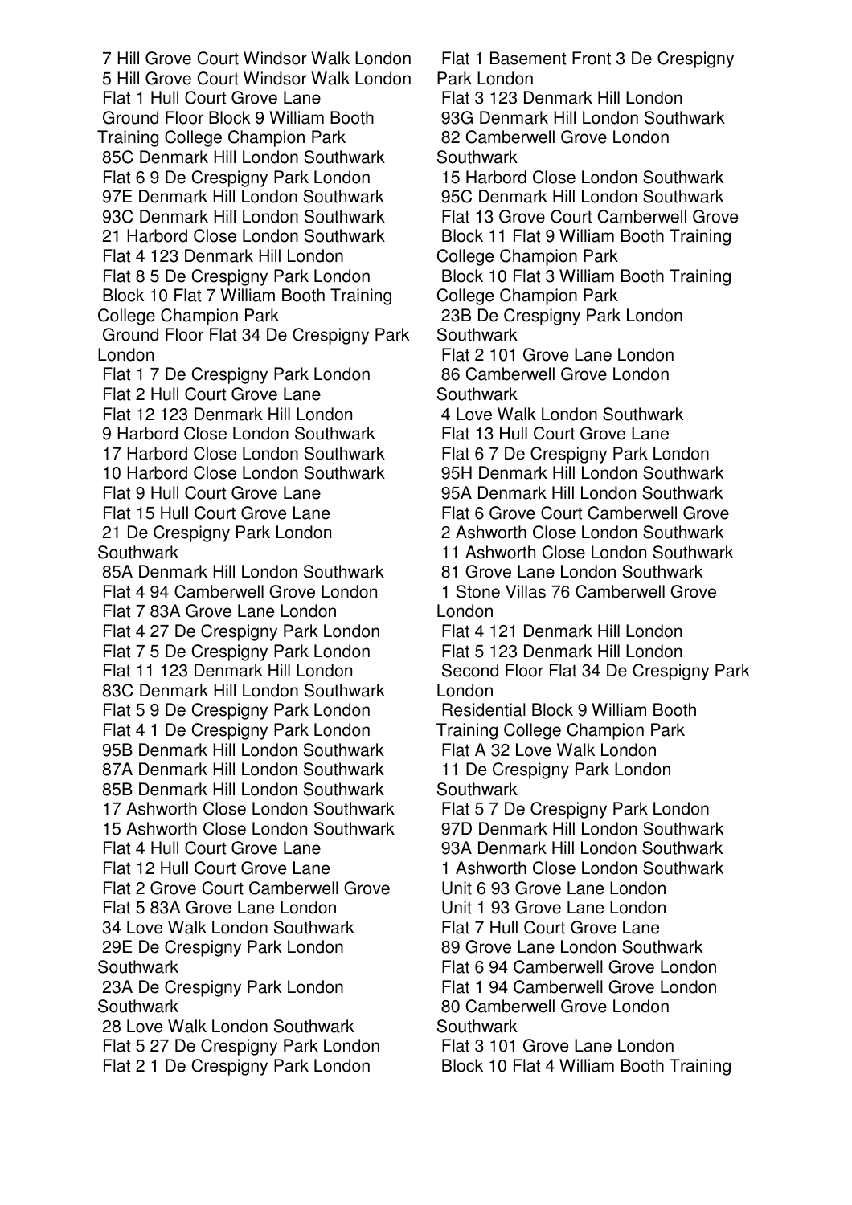7 Hill Grove Court Windsor Walk London
5 Hill Grove Court Windsor Walk London
Flat 1 Hull Court Grove Lane
Ground Floor Block 9 William Booth Training College Champion Park
85C Denmark Hill London Southwark
Flat 6 9 De Crespigny Park London
97E Denmark Hill London Southwark
93C Denmark Hill London Southwark
21 Harbord Close London Southwark
Flat 4 123 Denmark Hill London
Flat 8 5 De Crespigny Park London
Block 10 Flat 7 William Booth Training College Champion Park
Ground Floor Flat 34 De Crespigny Park London
Flat 1 7 De Crespigny Park London
Flat 2 Hull Court Grove Lane
Flat 12 123 Denmark Hill London
9 Harbord Close London Southwark
17 Harbord Close London Southwark
10 Harbord Close London Southwark
Flat 9 Hull Court Grove Lane
Flat 15 Hull Court Grove Lane
21 De Crespigny Park London Southwark
85A Denmark Hill London Southwark
Flat 4 94 Camberwell Grove London
Flat 7 83A Grove Lane London
Flat 4 27 De Crespigny Park London
Flat 7 5 De Crespigny Park London
Flat 11 123 Denmark Hill London
83C Denmark Hill London Southwark
Flat 5 9 De Crespigny Park London
Flat 4 1 De Crespigny Park London
95B Denmark Hill London Southwark
87A Denmark Hill London Southwark
85B Denmark Hill London Southwark
17 Ashworth Close London Southwark
15 Ashworth Close London Southwark
Flat 4 Hull Court Grove Lane
Flat 12 Hull Court Grove Lane
Flat 2 Grove Court Camberwell Grove
Flat 5 83A Grove Lane London
34 Love Walk London Southwark
29E De Crespigny Park London Southwark
23A De Crespigny Park London Southwark
28 Love Walk London Southwark
Flat 5 27 De Crespigny Park London
Flat 2 1 De Crespigny Park London
Flat 1 Basement Front 3 De Crespigny Park London
Flat 3 123 Denmark Hill London
93G Denmark Hill London Southwark
82 Camberwell Grove London Southwark
15 Harbord Close London Southwark
95C Denmark Hill London Southwark
Flat 13 Grove Court Camberwell Grove
Block 11 Flat 9 William Booth Training College Champion Park
Block 10 Flat 3 William Booth Training College Champion Park
23B De Crespigny Park London Southwark
Flat 2 101 Grove Lane London
86 Camberwell Grove London Southwark
4 Love Walk London Southwark
Flat 13 Hull Court Grove Lane
Flat 6 7 De Crespigny Park London
95H Denmark Hill London Southwark
95A Denmark Hill London Southwark
Flat 6 Grove Court Camberwell Grove
2 Ashworth Close London Southwark
11 Ashworth Close London Southwark
81 Grove Lane London Southwark
1 Stone Villas 76 Camberwell Grove London
Flat 4 121 Denmark Hill London
Flat 5 123 Denmark Hill London
Second Floor Flat 34 De Crespigny Park London
Residential Block 9 William Booth Training College Champion Park
Flat A 32 Love Walk London
11 De Crespigny Park London Southwark
Flat 5 7 De Crespigny Park London
97D Denmark Hill London Southwark
93A Denmark Hill London Southwark
1 Ashworth Close London Southwark
Unit 6 93 Grove Lane London
Unit 1 93 Grove Lane London
Flat 7 Hull Court Grove Lane
89 Grove Lane London Southwark
Flat 6 94 Camberwell Grove London
Flat 1 94 Camberwell Grove London
80 Camberwell Grove London Southwark
Flat 3 101 Grove Lane London
Block 10 Flat 4 William Booth Training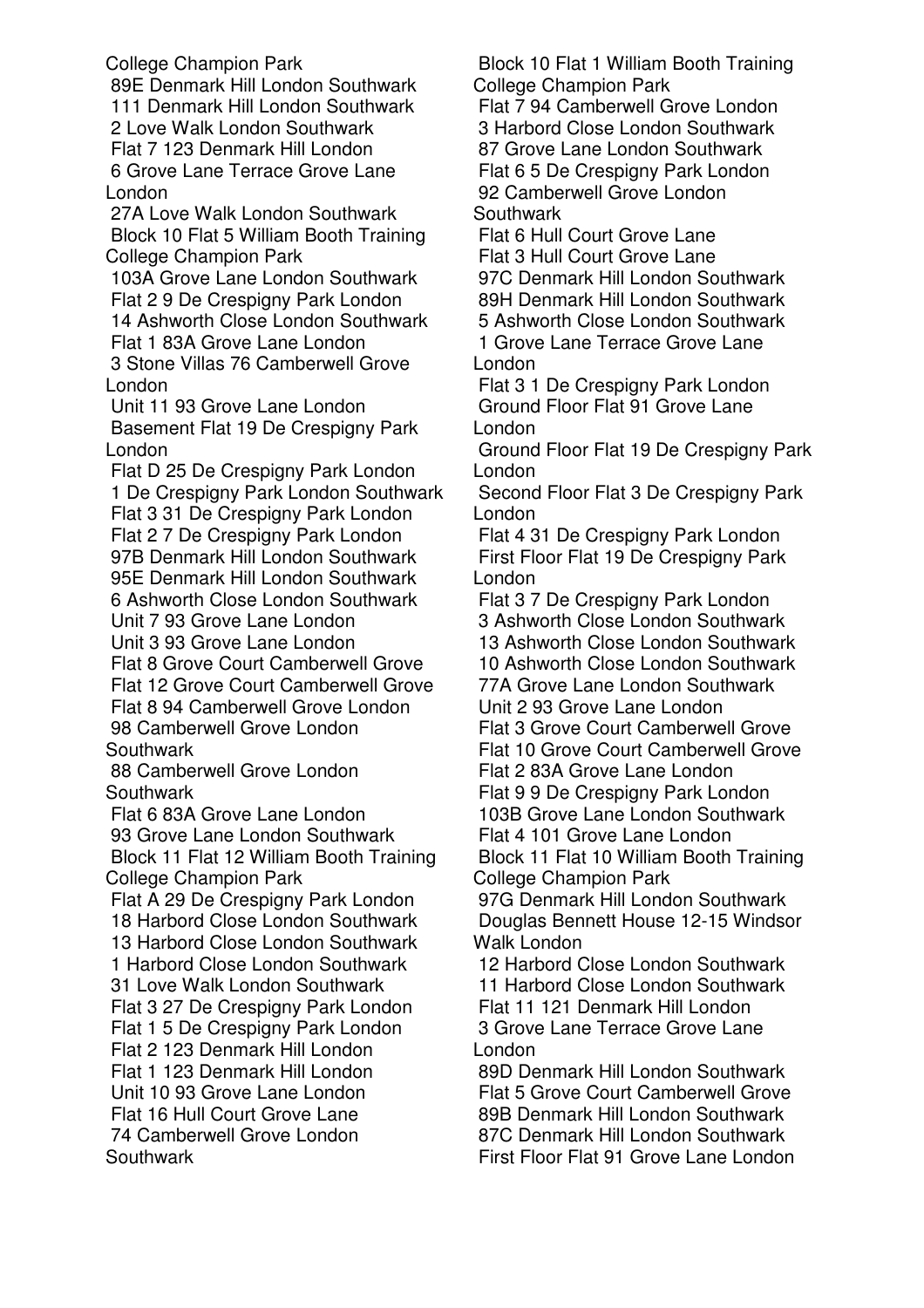College Champion Park
89E Denmark Hill London Southwark
111 Denmark Hill London Southwark
2 Love Walk London Southwark
Flat 7 123 Denmark Hill London
6 Grove Lane Terrace Grove Lane London
27A Love Walk London Southwark
Block 10 Flat 5 William Booth Training College Champion Park
103A Grove Lane London Southwark
Flat 2 9 De Crespigny Park London
14 Ashworth Close London Southwark
Flat 1 83A Grove Lane London
3 Stone Villas 76 Camberwell Grove London
Unit 11 93 Grove Lane London
Basement Flat 19 De Crespigny Park London
Flat D 25 De Crespigny Park London
1 De Crespigny Park London Southwark
Flat 3 31 De Crespigny Park London
Flat 2 7 De Crespigny Park London
97B Denmark Hill London Southwark
95E Denmark Hill London Southwark
6 Ashworth Close London Southwark
Unit 7 93 Grove Lane London
Unit 3 93 Grove Lane London
Flat 8 Grove Court Camberwell Grove
Flat 12 Grove Court Camberwell Grove
Flat 8 94 Camberwell Grove London
98 Camberwell Grove London Southwark
88 Camberwell Grove London Southwark
Flat 6 83A Grove Lane London
93 Grove Lane London Southwark
Block 11 Flat 12 William Booth Training College Champion Park
Flat A 29 De Crespigny Park London
18 Harbord Close London Southwark
13 Harbord Close London Southwark
1 Harbord Close London Southwark
31 Love Walk London Southwark
Flat 3 27 De Crespigny Park London
Flat 1 5 De Crespigny Park London
Flat 2 123 Denmark Hill London
Flat 1 123 Denmark Hill London
Unit 10 93 Grove Lane London
Flat 16 Hull Court Grove Lane
74 Camberwell Grove London Southwark
Block 10 Flat 1 William Booth Training College Champion Park
Flat 7 94 Camberwell Grove London
3 Harbord Close London Southwark
87 Grove Lane London Southwark
Flat 6 5 De Crespigny Park London
92 Camberwell Grove London Southwark
Flat 6 Hull Court Grove Lane
Flat 3 Hull Court Grove Lane
97C Denmark Hill London Southwark
89H Denmark Hill London Southwark
5 Ashworth Close London Southwark
1 Grove Lane Terrace Grove Lane London
Flat 3 1 De Crespigny Park London
Ground Floor Flat 91 Grove Lane London
Ground Floor Flat 19 De Crespigny Park London
Second Floor Flat 3 De Crespigny Park London
Flat 4 31 De Crespigny Park London
First Floor Flat 19 De Crespigny Park London
Flat 3 7 De Crespigny Park London
3 Ashworth Close London Southwark
13 Ashworth Close London Southwark
10 Ashworth Close London Southwark
77A Grove Lane London Southwark
Unit 2 93 Grove Lane London
Flat 3 Grove Court Camberwell Grove
Flat 10 Grove Court Camberwell Grove
Flat 2 83A Grove Lane London
Flat 9 9 De Crespigny Park London
103B Grove Lane London Southwark
Flat 4 101 Grove Lane London
Block 11 Flat 10 William Booth Training College Champion Park
97G Denmark Hill London Southwark
Douglas Bennett House 12-15 Windsor Walk London
12 Harbord Close London Southwark
11 Harbord Close London Southwark
Flat 11 121 Denmark Hill London
3 Grove Lane Terrace Grove Lane London
89D Denmark Hill London Southwark
Flat 5 Grove Court Camberwell Grove
89B Denmark Hill London Southwark
87C Denmark Hill London Southwark
First Floor Flat 91 Grove Lane London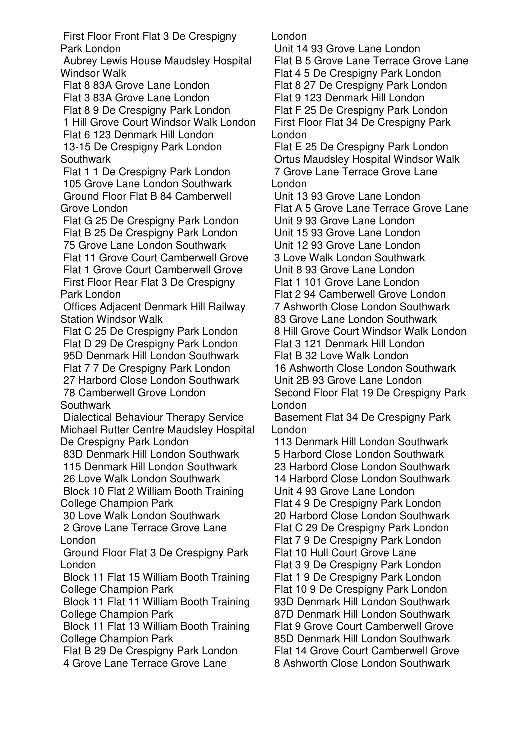First Floor Front Flat 3 De Crespigny Park London
Aubrey Lewis House Maudsley Hospital Windsor Walk
Flat 8 83A Grove Lane London
Flat 3 83A Grove Lane London
Flat 8 9 De Crespigny Park London
1 Hill Grove Court Windsor Walk London
Flat 6 123 Denmark Hill London
13-15 De Crespigny Park London Southwark
Flat 1 1 De Crespigny Park London
105 Grove Lane London Southwark
Ground Floor Flat B 84 Camberwell Grove London
Flat G 25 De Crespigny Park London
Flat B 25 De Crespigny Park London
75 Grove Lane London Southwark
Flat 11 Grove Court Camberwell Grove
Flat 1 Grove Court Camberwell Grove
First Floor Rear Flat 3 De Crespigny Park London
Offices Adjacent Denmark Hill Railway Station Windsor Walk
Flat C 25 De Crespigny Park London
Flat D 29 De Crespigny Park London
95D Denmark Hill London Southwark
Flat 7 7 De Crespigny Park London
27 Harbord Close London Southwark
78 Camberwell Grove London Southwark
Dialectical Behaviour Therapy Service Michael Rutter Centre Maudsley Hospital De Crespigny Park London
83D Denmark Hill London Southwark
115 Denmark Hill London Southwark
26 Love Walk London Southwark
Block 10 Flat 2 William Booth Training College Champion Park
30 Love Walk London Southwark
2 Grove Lane Terrace Grove Lane London
Ground Floor Flat 3 De Crespigny Park London
Block 11 Flat 15 William Booth Training College Champion Park
Block 11 Flat 11 William Booth Training College Champion Park
Block 11 Flat 13 William Booth Training College Champion Park
Flat B 29 De Crespigny Park London
4 Grove Lane Terrace Grove Lane London
Unit 14 93 Grove Lane London
Flat B 5 Grove Lane Terrace Grove Lane
Flat 4 5 De Crespigny Park London
Flat 8 27 De Crespigny Park London
Flat 9 123 Denmark Hill London
Flat F 25 De Crespigny Park London
First Floor Flat 34 De Crespigny Park London
Flat E 25 De Crespigny Park London
Ortus Maudsley Hospital Windsor Walk
7 Grove Lane Terrace Grove Lane London
Unit 13 93 Grove Lane London
Flat A 5 Grove Lane Terrace Grove Lane
Unit 9 93 Grove Lane London
Unit 15 93 Grove Lane London
Unit 12 93 Grove Lane London
3 Love Walk London Southwark
Unit 8 93 Grove Lane London
Flat 1 101 Grove Lane London
Flat 2 94 Camberwell Grove London
7 Ashworth Close London Southwark
83 Grove Lane London Southwark
8 Hill Grove Court Windsor Walk London
Flat 3 121 Denmark Hill London
Flat B 32 Love Walk London
16 Ashworth Close London Southwark
Unit 2B 93 Grove Lane London
Second Floor Flat 19 De Crespigny Park London
Basement Flat 34 De Crespigny Park London
113 Denmark Hill London Southwark
5 Harbord Close London Southwark
23 Harbord Close London Southwark
14 Harbord Close London Southwark
Unit 4 93 Grove Lane London
Flat 4 9 De Crespigny Park London
20 Harbord Close London Southwark
Flat C 29 De Crespigny Park London
Flat 7 9 De Crespigny Park London
Flat 10 Hull Court Grove Lane
Flat 3 9 De Crespigny Park London
Flat 1 9 De Crespigny Park London
Flat 10 9 De Crespigny Park London
93D Denmark Hill London Southwark
87D Denmark Hill London Southwark
Flat 9 Grove Court Camberwell Grove
85D Denmark Hill London Southwark
Flat 14 Grove Court Camberwell Grove
8 Ashworth Close London Southwark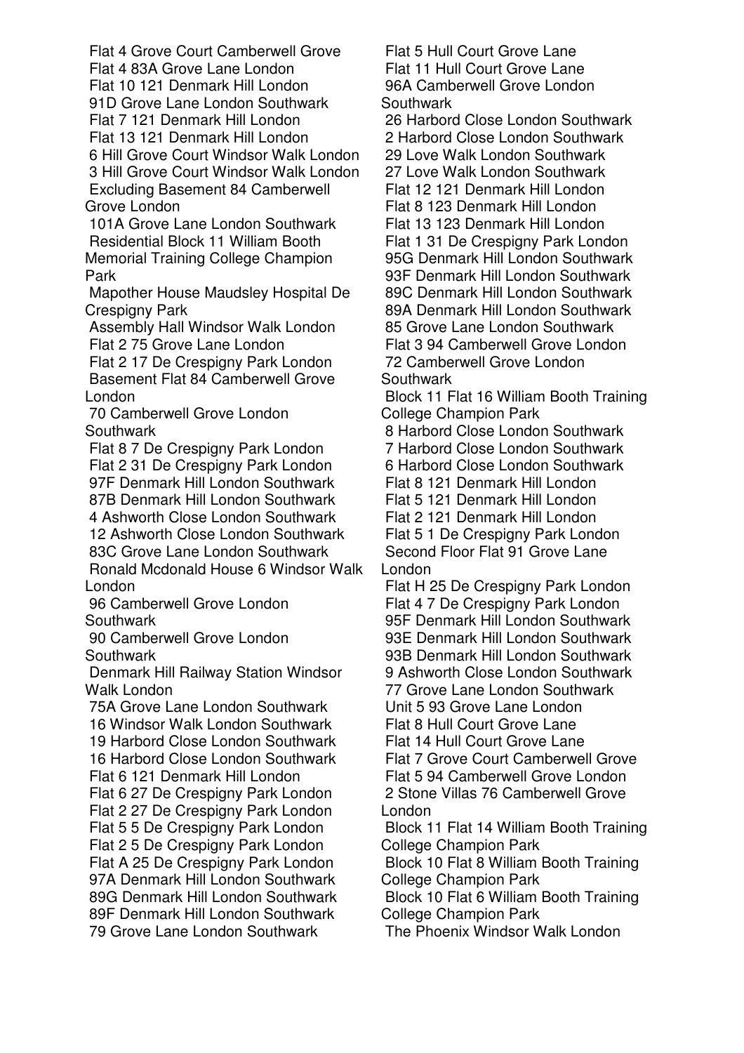Flat 4 Grove Court Camberwell Grove
Flat 4 83A Grove Lane London
Flat 10 121 Denmark Hill London
91D Grove Lane London Southwark
Flat 7 121 Denmark Hill London
Flat 13 121 Denmark Hill London
6 Hill Grove Court Windsor Walk London
3 Hill Grove Court Windsor Walk London
Excluding Basement 84 Camberwell Grove London
101A Grove Lane London Southwark
Residential Block 11 William Booth Memorial Training College Champion Park
Mapother House Maudsley Hospital De Crespigny Park
Assembly Hall Windsor Walk London
Flat 2 75 Grove Lane London
Flat 2 17 De Crespigny Park London
Basement Flat 84 Camberwell Grove London
70 Camberwell Grove London Southwark
Flat 8 7 De Crespigny Park London
Flat 2 31 De Crespigny Park London
97F Denmark Hill London Southwark
87B Denmark Hill London Southwark
4 Ashworth Close London Southwark
12 Ashworth Close London Southwark
83C Grove Lane London Southwark
Ronald Mcdonald House 6 Windsor Walk London
96 Camberwell Grove London Southwark
90 Camberwell Grove London Southwark
Denmark Hill Railway Station Windsor Walk London
75A Grove Lane London Southwark
16 Windsor Walk London Southwark
19 Harbord Close London Southwark
16 Harbord Close London Southwark
Flat 6 121 Denmark Hill London
Flat 6 27 De Crespigny Park London
Flat 2 27 De Crespigny Park London
Flat 5 5 De Crespigny Park London
Flat 2 5 De Crespigny Park London
Flat A 25 De Crespigny Park London
97A Denmark Hill London Southwark
89G Denmark Hill London Southwark
89F Denmark Hill London Southwark
79 Grove Lane London Southwark
Flat 5 Hull Court Grove Lane
Flat 11 Hull Court Grove Lane
96A Camberwell Grove London Southwark
26 Harbord Close London Southwark
2 Harbord Close London Southwark
29 Love Walk London Southwark
27 Love Walk London Southwark
Flat 12 121 Denmark Hill London
Flat 8 123 Denmark Hill London
Flat 13 123 Denmark Hill London
Flat 1 31 De Crespigny Park London
95G Denmark Hill London Southwark
93F Denmark Hill London Southwark
89C Denmark Hill London Southwark
89A Denmark Hill London Southwark
85 Grove Lane London Southwark
Flat 3 94 Camberwell Grove London
72 Camberwell Grove London Southwark
Block 11 Flat 16 William Booth Training College Champion Park
8 Harbord Close London Southwark
7 Harbord Close London Southwark
6 Harbord Close London Southwark
Flat 8 121 Denmark Hill London
Flat 5 121 Denmark Hill London
Flat 2 121 Denmark Hill London
Flat 5 1 De Crespigny Park London
Second Floor Flat 91 Grove Lane London
Flat H 25 De Crespigny Park London
Flat 4 7 De Crespigny Park London
95F Denmark Hill London Southwark
93E Denmark Hill London Southwark
93B Denmark Hill London Southwark
9 Ashworth Close London Southwark
77 Grove Lane London Southwark
Unit 5 93 Grove Lane London
Flat 8 Hull Court Grove Lane
Flat 14 Hull Court Grove Lane
Flat 7 Grove Court Camberwell Grove
Flat 5 94 Camberwell Grove London
2 Stone Villas 76 Camberwell Grove London
Block 11 Flat 14 William Booth Training College Champion Park
Block 10 Flat 8 William Booth Training College Champion Park
Block 10 Flat 6 William Booth Training College Champion Park
The Phoenix Windsor Walk London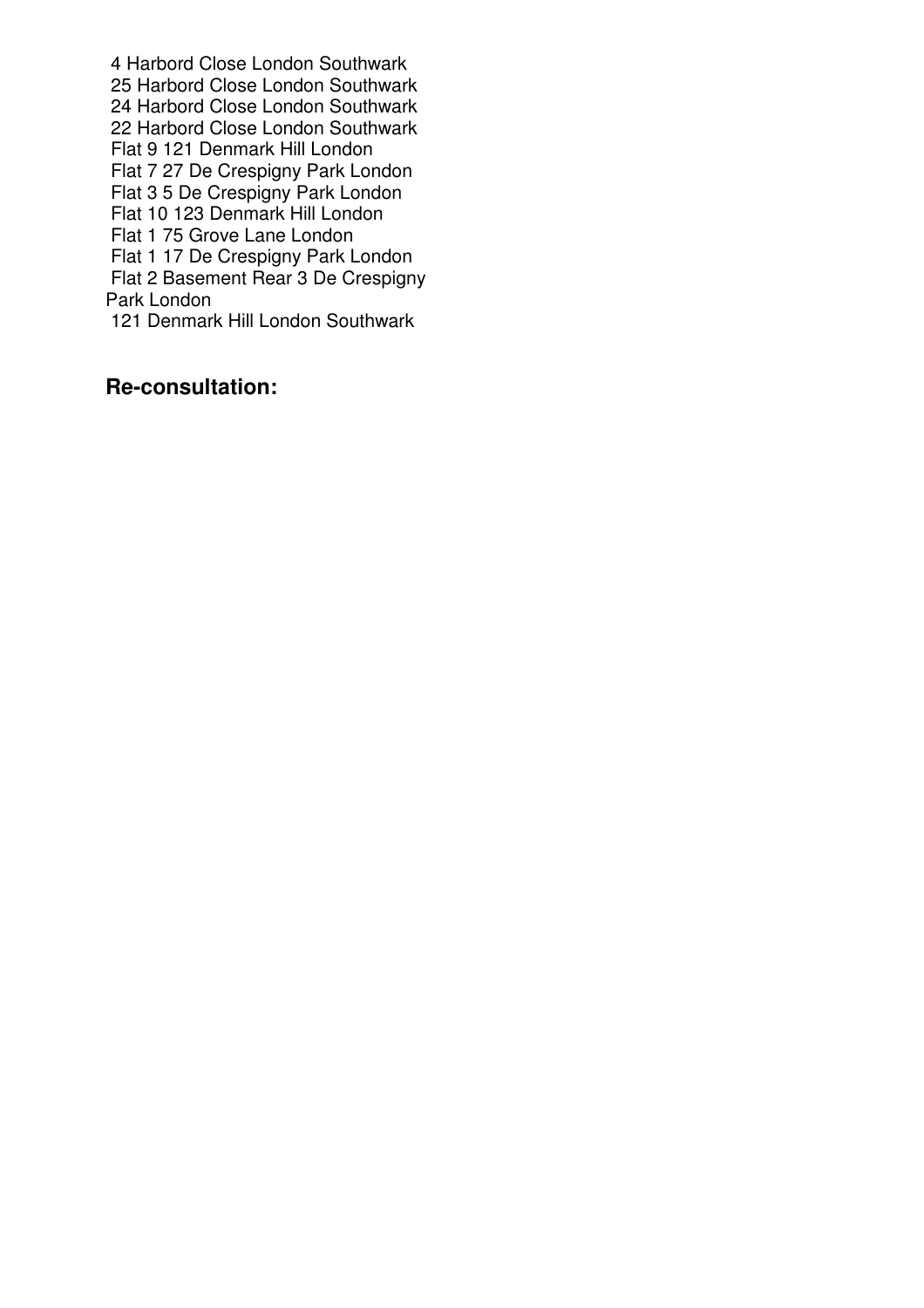4 Harbord Close London Southwark
25 Harbord Close London Southwark
24 Harbord Close London Southwark
22 Harbord Close London Southwark
Flat 9 121 Denmark Hill London
Flat 7 27 De Crespigny Park London
Flat 3 5 De Crespigny Park London
Flat 10 123 Denmark Hill London
Flat 1 75 Grove Lane London
Flat 1 17 De Crespigny Park London
Flat 2 Basement Rear 3 De Crespigny Park London
121 Denmark Hill London Southwark

**Re-consultation:**